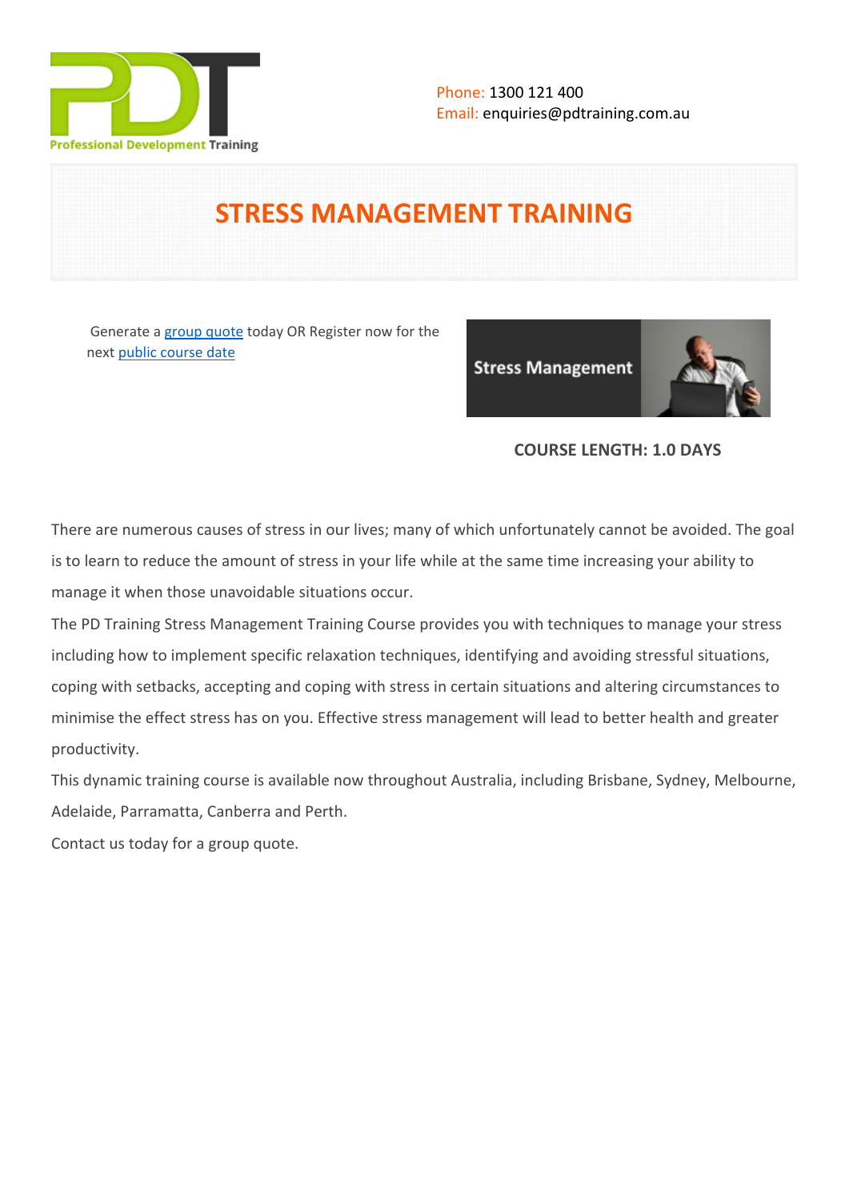Phone: 1300 121 400
Email: enquiries@pdtraining.com.au

# STRESS MANAGEMENT TRAINING

Generate a [group quote] today OR Register now for the next [public course date]

**COURSE LENGTH: 1.0 DAYS**

There are numerous causes of stress in our lives; many of which unfortunately cannot be avoided. The goal is to learn to reduce the amount of stress in your life while at the same time increasing your ability to manage it when those unavoidable situations occur.

The PD Training Stress Management Training Course provides you with techniques to manage your stress including how to implement specific relaxation techniques, identifying and avoiding stressful situations, coping with setbacks, accepting and coping with stress in certain situations and altering circumstances to minimise the effect stress has on you. Effective stress management will lead to better health and greater productivity.

This dynamic training course is available now throughout Australia, including Brisbane, Sydney, Melbourne, Adelaide, Parramatta, Canberra and Perth.

Contact us today for a group quote.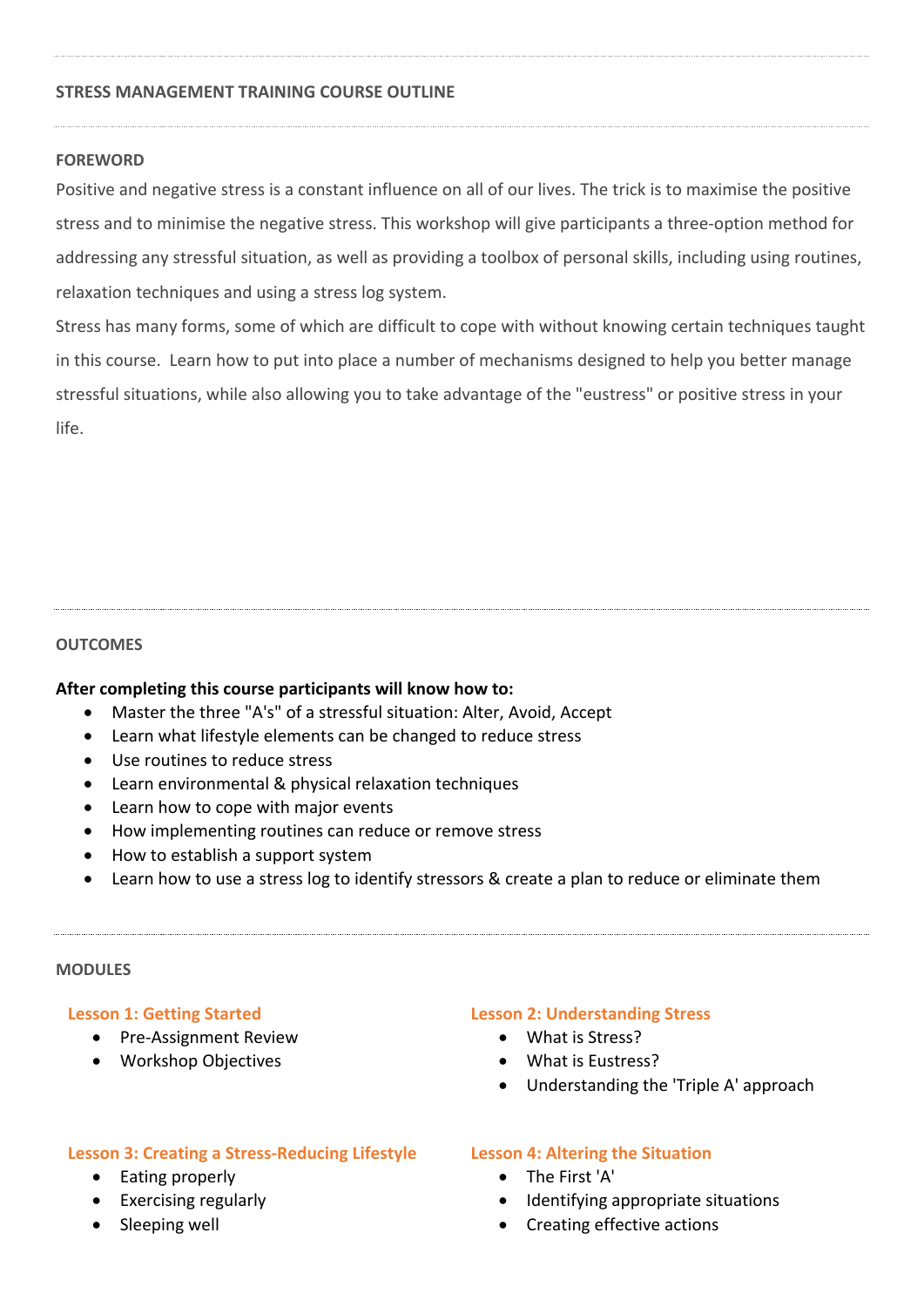## STRESS MANAGEMENT TRAINING COURSE OUTLINE

### FOREWORD

Positive and negative stress is a constant influence on all of our lives. The trick is to maximise the positive stress and to minimise the negative stress. This workshop will give participants a three-option method for addressing any stressful situation, as well as providing a toolbox of personal skills, including using routines, relaxation techniques and using a stress log system.

Stress has many forms, some of which are difficult to cope with without knowing certain techniques taught in this course. Learn how to put into place a number of mechanisms designed to help you better manage stressful situations, while also allowing you to take advantage of the "eustress" or positive stress in your life.

### OUTCOMES

**After completing this course participants will know how to:**

- Master the three "A's" of a stressful situation: Alter, Avoid, Accept
- Learn what lifestyle elements can be changed to reduce stress
- Use routines to reduce stress
- Learn environmental & physical relaxation techniques
- Learn how to cope with major events
- How implementing routines can reduce or remove stress
- How to establish a support system
- Learn how to use a stress log to identify stressors & create a plan to reduce or eliminate them

### MODULES

#### Lesson 1: Getting Started

- Pre-Assignment Review
- Workshop Objectives

#### Lesson 2: Understanding Stress

- What is Stress?
- What is Eustress?
- Understanding the 'Triple A' approach

#### Lesson 3: Creating a Stress-Reducing Lifestyle

- Eating properly
- Exercising regularly
- Sleeping well

#### Lesson 4: Altering the Situation

- The First 'A'
- Identifying appropriate situations
- Creating effective actions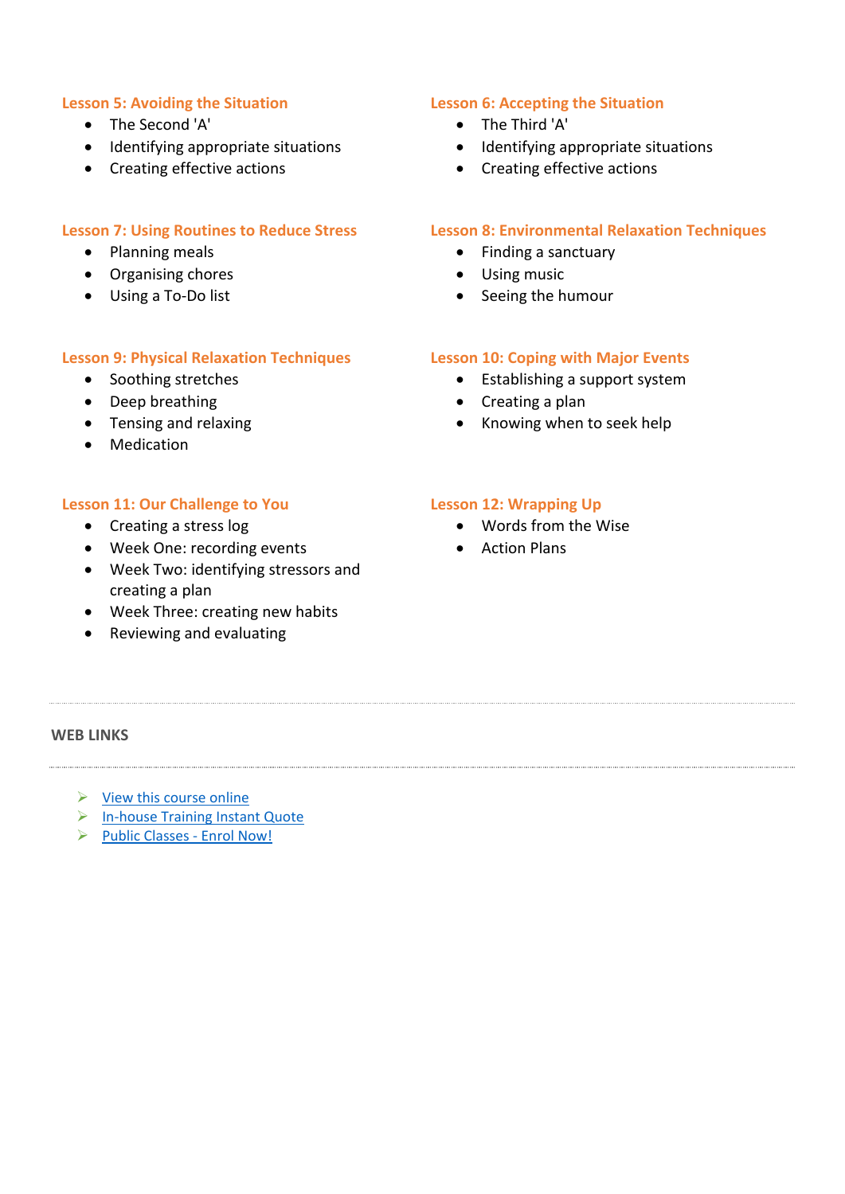### Lesson 5: Avoiding the Situation

- The Second 'A'
- Identifying appropriate situations
- Creating effective actions

### Lesson 6: Accepting the Situation

- The Third 'A'
- Identifying appropriate situations
- Creating effective actions

### Lesson 7: Using Routines to Reduce Stress

- Planning meals
- Organising chores
- Using a To-Do list

### Lesson 8: Environmental Relaxation Techniques

- Finding a sanctuary
- Using music
- Seeing the humour

### Lesson 9: Physical Relaxation Techniques

- Soothing stretches
- Deep breathing
- Tensing and relaxing
- Medication

### Lesson 10: Coping with Major Events

- Establishing a support system
- Creating a plan
- Knowing when to seek help

### Lesson 11: Our Challenge to You

- Creating a stress log
- Week One: recording events
- Week Two: identifying stressors and creating a plan
- Week Three: creating new habits
- Reviewing and evaluating

### Lesson 12: Wrapping Up

- Words from the Wise
- Action Plans

---

## WEB LINKS

---

- View this course online
- In-house Training Instant Quote
- Public Classes - Enrol Now!